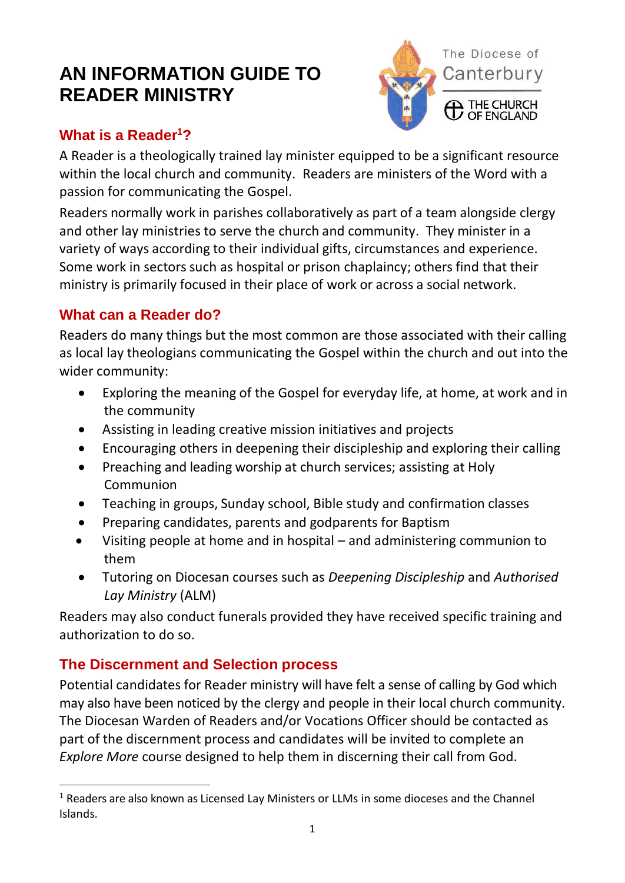# AN INFORMATION GUIDE TO READER MINISTRY

The Diocese of Canterbury

THE CHURCH OF ENGLAND

## What is a Reader[1]?

A Reader is a theologically trained lay minister equipped to be a significant resource within the local church and community. Readers are ministers of the Word with a passion for communicating the Gospel.

Readers normally work in parishes collaboratively as part of a team alongside clergy and other lay ministries to serve the church and community. They minister in a variety of ways according to their individual gifts, circumstances and experience. Some work in sectors such as hospital or prison chaplaincy; others find that their ministry is primarily focused in their place of work or across a social network.

## What can a Reader do?

Readers do many things but the most common are those associated with their calling as local lay theologians communicating the Gospel within the church and out into the wider community:

- Exploring the meaning of the Gospel for everyday life, at home, at work and in the community
- Assisting in leading creative mission initiatives and projects
- Encouraging others in deepening their discipleship and exploring their calling
- Preaching and leading worship at church services; assisting at Holy Communion
- Teaching in groups, Sunday school, Bible study and confirmation classes
- Preparing candidates, parents and godparents for Baptism
- Visiting people at home and in hospital – and administering communion to them
- Tutoring on Diocesan courses such as *Deepening Discipleship* and *Authorised Lay Ministry* (ALM)

Readers may also conduct funerals provided they have received specific training and authorization to do so.

## The Discernment and Selection process

Potential candidates for Reader ministry will have felt a sense of calling by God which may also have been noticed by the clergy and people in their local church community. The Diocesan Warden of Readers and/or Vocations Officer should be contacted as part of the discernment process and candidates will be invited to complete an *Explore More* course designed to help them in discerning their call from God.

---

[1] Readers are also known as Licensed Lay Ministers or LLMs in some dioceses and the Channel Islands.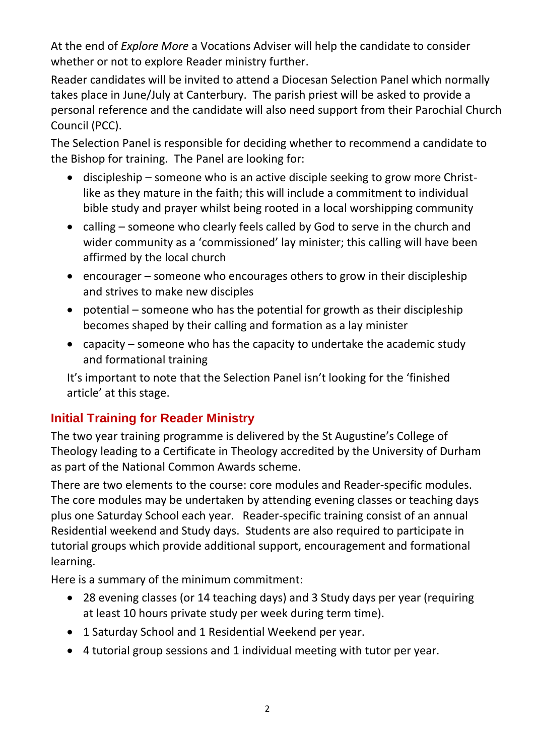At the end of *Explore More* a Vocations Adviser will help the candidate to consider whether or not to explore Reader ministry further.

Reader candidates will be invited to attend a Diocesan Selection Panel which normally takes place in June/July at Canterbury. The parish priest will be asked to provide a personal reference and the candidate will also need support from their Parochial Church Council (PCC).

The Selection Panel is responsible for deciding whether to recommend a candidate to the Bishop for training. The Panel are looking for:

- discipleship – someone who is an active disciple seeking to grow more Christ-like as they mature in the faith; this will include a commitment to individual bible study and prayer whilst being rooted in a local worshipping community
- calling – someone who clearly feels called by God to serve in the church and wider community as a 'commissioned' lay minister; this calling will have been affirmed by the local church
- encourager – someone who encourages others to grow in their discipleship and strives to make new disciples
- potential – someone who has the potential for growth as their discipleship becomes shaped by their calling and formation as a lay minister
- capacity – someone who has the capacity to undertake the academic study and formational training

It's important to note that the Selection Panel isn't looking for the 'finished article' at this stage.

## Initial Training for Reader Ministry

The two year training programme is delivered by the St Augustine's College of Theology leading to a Certificate in Theology accredited by the University of Durham as part of the National Common Awards scheme.

There are two elements to the course: core modules and Reader-specific modules. The core modules may be undertaken by attending evening classes or teaching days plus one Saturday School each year. Reader-specific training consist of an annual Residential weekend and Study days. Students are also required to participate in tutorial groups which provide additional support, encouragement and formational learning.

Here is a summary of the minimum commitment:

- 28 evening classes (or 14 teaching days) and 3 Study days per year (requiring at least 10 hours private study per week during term time).
- 1 Saturday School and 1 Residential Weekend per year.
- 4 tutorial group sessions and 1 individual meeting with tutor per year.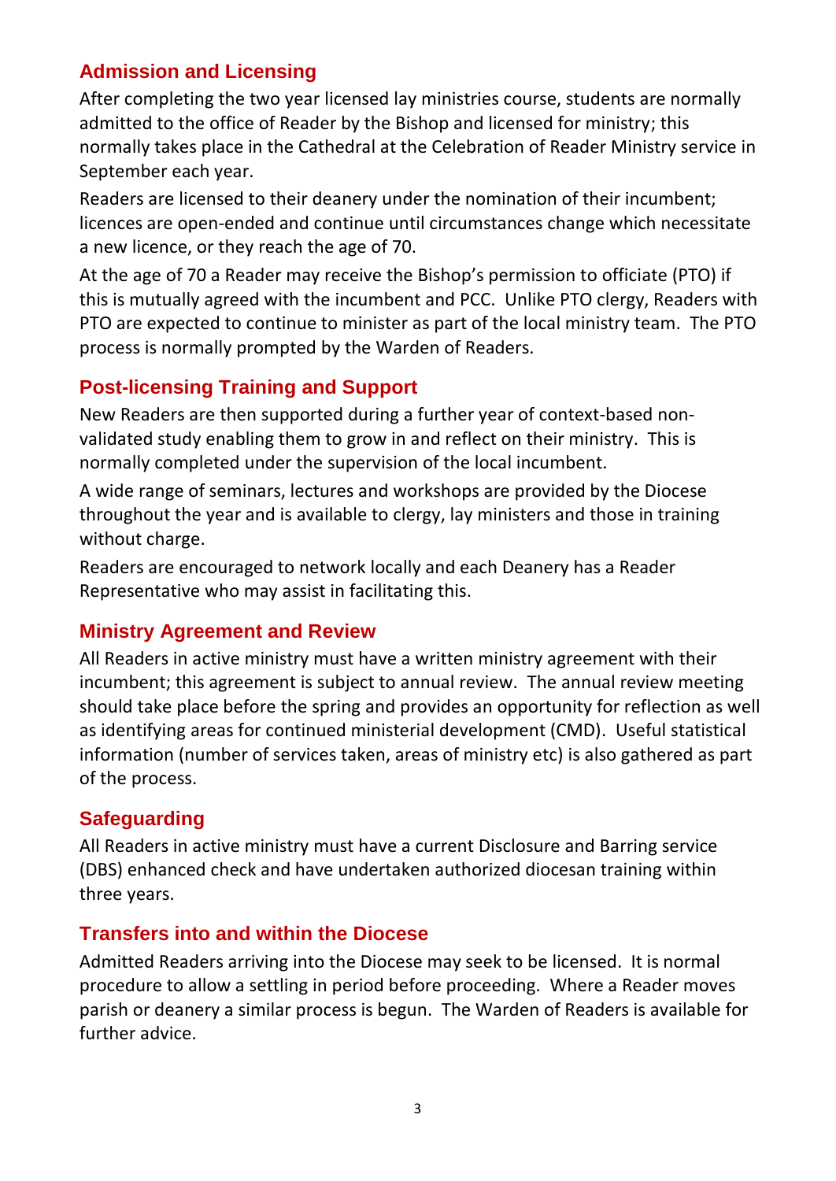## Admission and Licensing

After completing the two year licensed lay ministries course, students are normally admitted to the office of Reader by the Bishop and licensed for ministry; this normally takes place in the Cathedral at the Celebration of Reader Ministry service in September each year.

Readers are licensed to their deanery under the nomination of their incumbent; licences are open-ended and continue until circumstances change which necessitate a new licence, or they reach the age of 70.

At the age of 70 a Reader may receive the Bishop's permission to officiate (PTO) if this is mutually agreed with the incumbent and PCC. Unlike PTO clergy, Readers with PTO are expected to continue to minister as part of the local ministry team. The PTO process is normally prompted by the Warden of Readers.

## Post-licensing Training and Support

New Readers are then supported during a further year of context-based non-validated study enabling them to grow in and reflect on their ministry. This is normally completed under the supervision of the local incumbent.

A wide range of seminars, lectures and workshops are provided by the Diocese throughout the year and is available to clergy, lay ministers and those in training without charge.

Readers are encouraged to network locally and each Deanery has a Reader Representative who may assist in facilitating this.

## Ministry Agreement and Review

All Readers in active ministry must have a written ministry agreement with their incumbent; this agreement is subject to annual review. The annual review meeting should take place before the spring and provides an opportunity for reflection as well as identifying areas for continued ministerial development (CMD). Useful statistical information (number of services taken, areas of ministry etc) is also gathered as part of the process.

## Safeguarding

All Readers in active ministry must have a current Disclosure and Barring service (DBS) enhanced check and have undertaken authorized diocesan training within three years.

## Transfers into and within the Diocese

Admitted Readers arriving into the Diocese may seek to be licensed. It is normal procedure to allow a settling in period before proceeding. Where a Reader moves parish or deanery a similar process is begun. The Warden of Readers is available for further advice.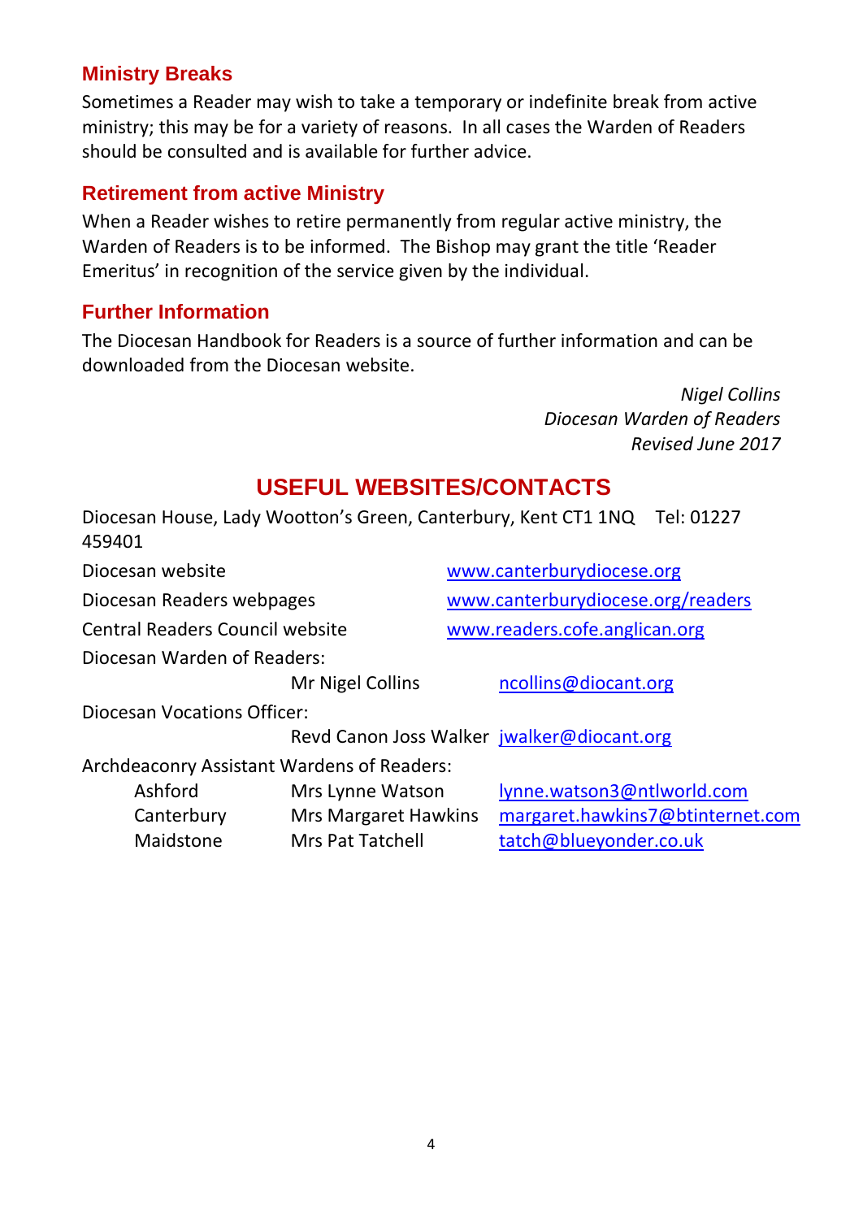### Ministry Breaks

Sometimes a Reader may wish to take a temporary or indefinite break from active ministry; this may be for a variety of reasons. In all cases the Warden of Readers should be consulted and is available for further advice.

### Retirement from active Ministry

When a Reader wishes to retire permanently from regular active ministry, the Warden of Readers is to be informed. The Bishop may grant the title 'Reader Emeritus' in recognition of the service given by the individual.

### Further Information

The Diocesan Handbook for Readers is a source of further information and can be downloaded from the Diocesan website.

*Nigel Collins*
*Diocesan Warden of Readers*
*Revised June 2017*

## USEFUL WEBSITES/CONTACTS

Diocesan House, Lady Wootton's Green, Canterbury, Kent CT1 1NQ Tel: 01227 459401

| | | |
|---|---|---|
| Diocesan website | | www.canterburydiocese.org |
| Diocesan Readers webpages | | www.canterburydiocese.org/readers |
| Central Readers Council website | | www.readers.cofe.anglican.org |
| Diocesan Warden of Readers: | | |
| | Mr Nigel Collins | ncollins@diocant.org |
| Diocesan Vocations Officer: | | |
| | Revd Canon Joss Walker | jwalker@diocant.org |
| Archdeaconry Assistant Wardens of Readers: | | |
| Ashford | Mrs Lynne Watson | lynne.watson3@ntlworld.com |
| Canterbury | Mrs Margaret Hawkins | margaret.hawkins7@btinternet.com |
| Maidstone | Mrs Pat Tatchell | tatch@blueyonder.co.uk |